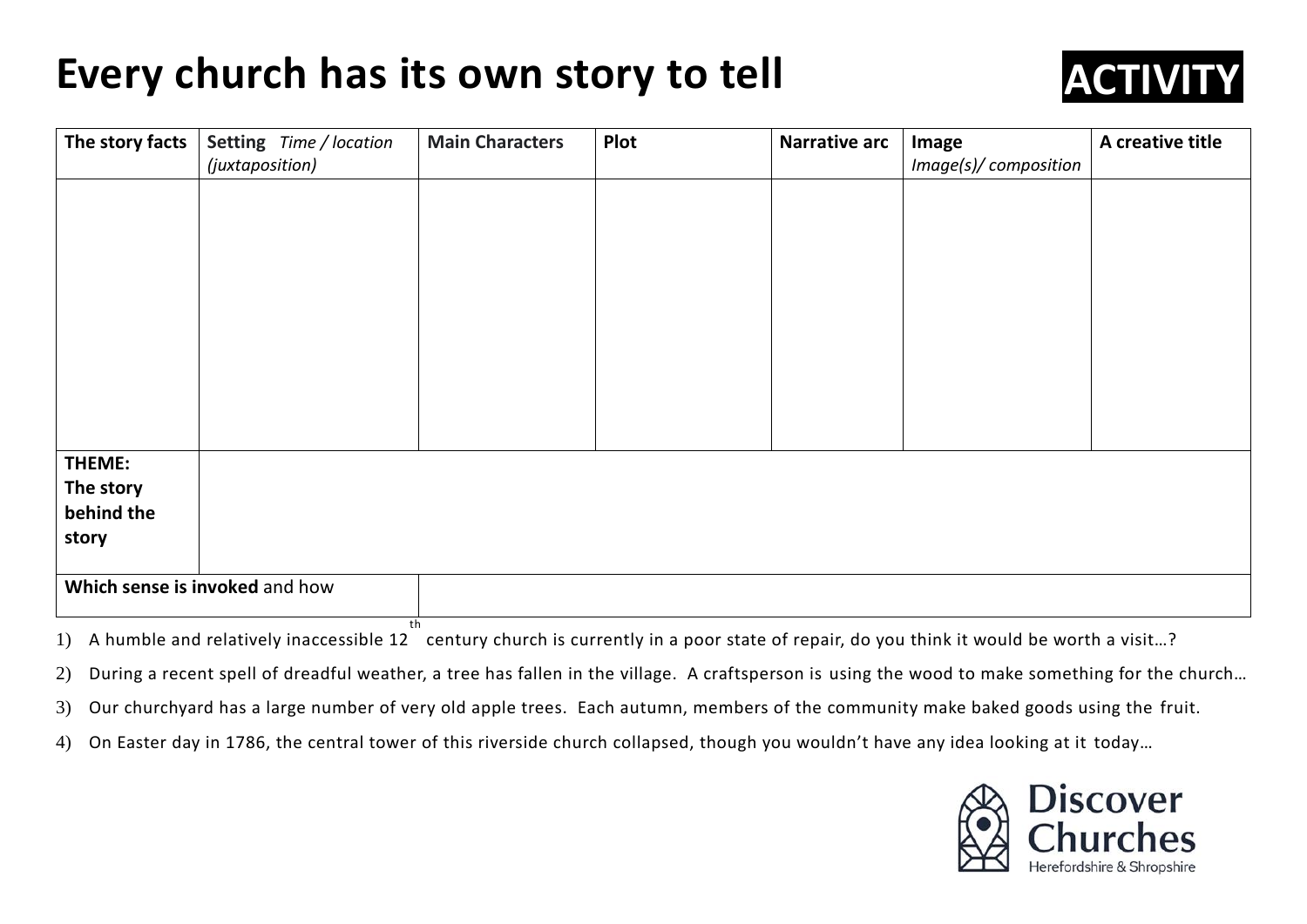# Every church has its own story to tell

**ACTIVITY**

| **The story facts** | **Setting** *Time / location (juxtaposition)* | **Main Characters** | **Plot** | **Narrative arc** | **Image** *Image(s)/ composition* | **A creative title** |
|---|---|---|---|---|---|---|
| | | | | | | |
| **THEME: The story behind the story** | | | | | | |
| **Which sense is invoked** and how | | | | | | |

1) A humble and relatively inaccessible 12th century church is currently in a poor state of repair, do you think it would be worth a visit…?
2) During a recent spell of dreadful weather, a tree has fallen in the village. A craftsperson is using the wood to make something for the church…
3) Our churchyard has a large number of very old apple trees. Each autumn, members of the community make baked goods using the fruit.
4) On Easter day in 1786, the central tower of this riverside church collapsed, though you wouldn't have any idea looking at it today…

Discover Churches
Herefordshire & Shropshire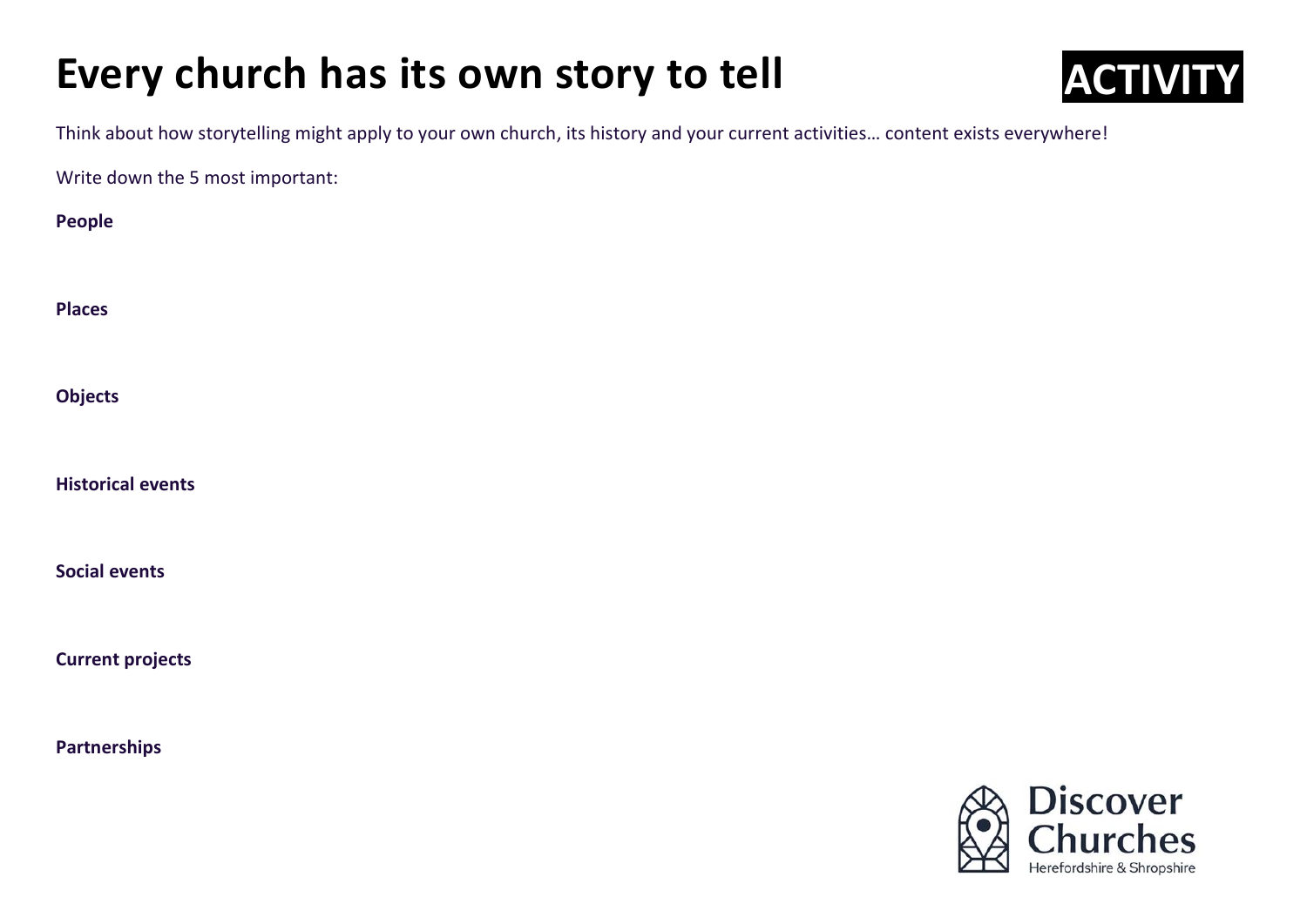# Every church has its own story to tell

**ACTIVITY**

Think about how storytelling might apply to your own church, its history and your current activities… content exists everywhere!

Write down the 5 most important:

**People**

**Places**

**Objects**

**Historical events**

**Social events**

**Current projects**

**Partnerships**

Discover Churches
Herefordshire & Shropshire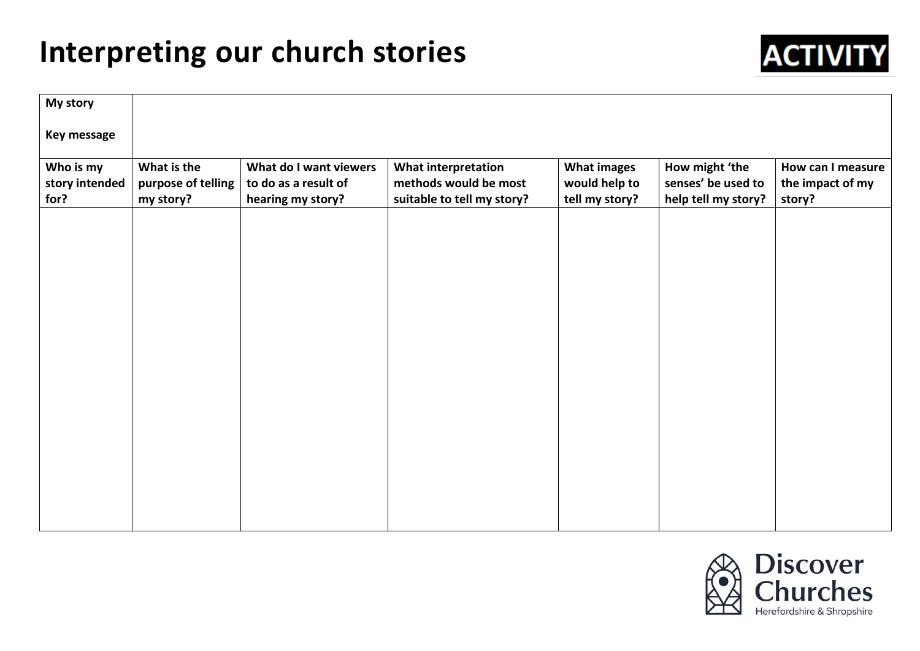# Interpreting our church stories

ACTIVITY

| My story<br><br>Key message | | | | | | |
|---|---|---|---|---|---|---|
| **Who is my story intended for?** | **What is the purpose of telling my story?** | **What do I want viewers to do as a result of hearing my story?** | **What interpretation methods would be most suitable to tell my story?** | **What images would help to tell my story?** | **How might 'the senses' be used to help tell my story?** | **How can I measure the impact of my story?** |
| | | | | | | |

Discover Churches
Herefordshire & Shropshire